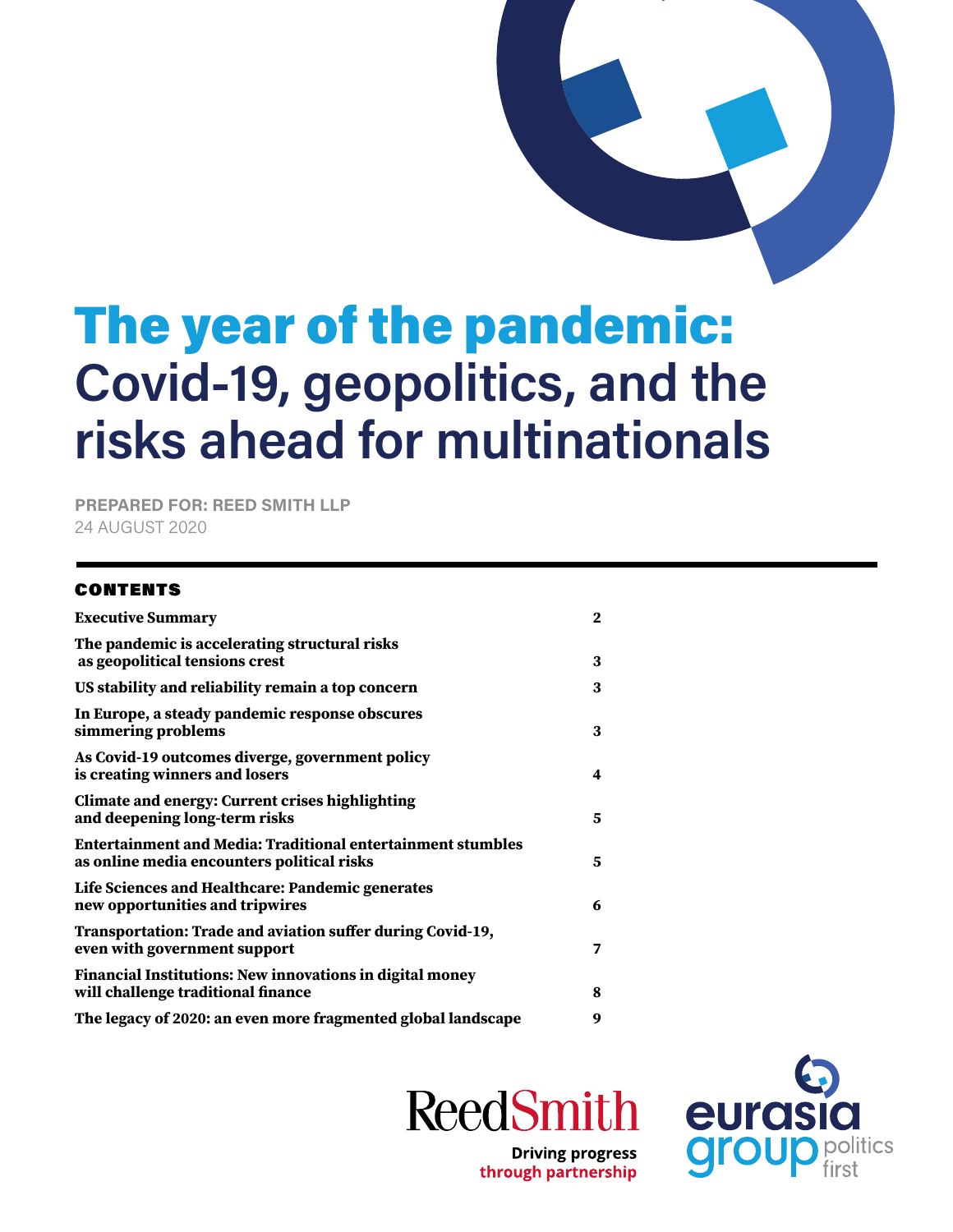# The year of the pandemic: Covid-19, geopolitics, and the risks ahead for multinationals

**PREPARED FOR: REED SMITH LLP**
24 AUGUST 2020

## CONTENTS

| | |
|---|---|
| Executive Summary | 2 |
| The pandemic is accelerating structural risks as geopolitical tensions crest | 3 |
| US stability and reliability remain a top concern | 3 |
| In Europe, a steady pandemic response obscures simmering problems | 3 |
| As Covid-19 outcomes diverge, government policy is creating winners and losers | 4 |
| Climate and energy: Current crises highlighting and deepening long-term risks | 5 |
| Entertainment and Media: Traditional entertainment stumbles as online media encounters political risks | 5 |
| Life Sciences and Healthcare: Pandemic generates new opportunities and tripwires | 6 |
| Transportation: Trade and aviation suffer during Covid-19, even with government support | 7 |
| Financial Institutions: New innovations in digital money will challenge traditional finance | 8 |
| The legacy of 2020: an even more fragmented global landscape | 9 |

ReedSmith
Driving progress through partnership

eurasia group
politics first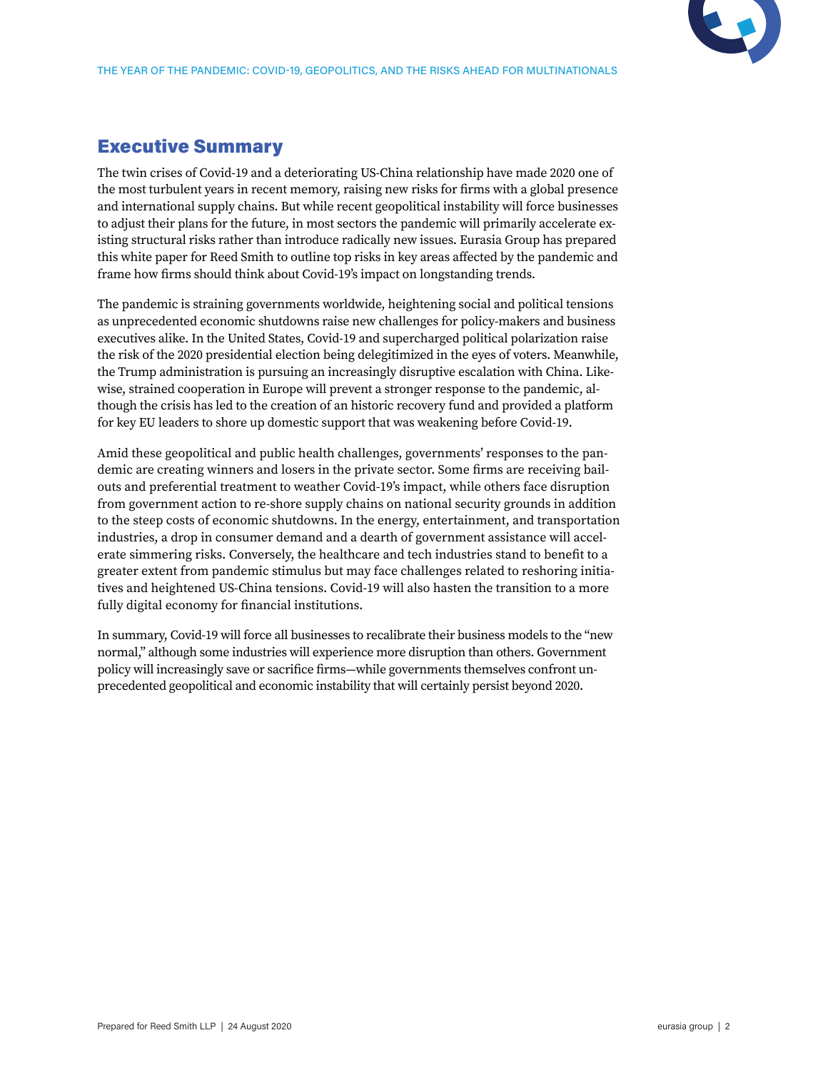## Executive Summary

The twin crises of Covid-19 and a deteriorating US-China relationship have made 2020 one of the most turbulent years in recent memory, raising new risks for firms with a global presence and international supply chains. But while recent geopolitical instability will force businesses to adjust their plans for the future, in most sectors the pandemic will primarily accelerate existing structural risks rather than introduce radically new issues. Eurasia Group has prepared this white paper for Reed Smith to outline top risks in key areas affected by the pandemic and frame how firms should think about Covid-19's impact on longstanding trends.

The pandemic is straining governments worldwide, heightening social and political tensions as unprecedented economic shutdowns raise new challenges for policy-makers and business executives alike. In the United States, Covid-19 and supercharged political polarization raise the risk of the 2020 presidential election being delegitimized in the eyes of voters. Meanwhile, the Trump administration is pursuing an increasingly disruptive escalation with China. Likewise, strained cooperation in Europe will prevent a stronger response to the pandemic, although the crisis has led to the creation of an historic recovery fund and provided a platform for key EU leaders to shore up domestic support that was weakening before Covid-19.

Amid these geopolitical and public health challenges, governments' responses to the pandemic are creating winners and losers in the private sector. Some firms are receiving bailouts and preferential treatment to weather Covid-19's impact, while others face disruption from government action to re-shore supply chains on national security grounds in addition to the steep costs of economic shutdowns. In the energy, entertainment, and transportation industries, a drop in consumer demand and a dearth of government assistance will accelerate simmering risks. Conversely, the healthcare and tech industries stand to benefit to a greater extent from pandemic stimulus but may face challenges related to reshoring initiatives and heightened US-China tensions. Covid-19 will also hasten the transition to a more fully digital economy for financial institutions.

In summary, Covid-19 will force all businesses to recalibrate their business models to the "new normal," although some industries will experience more disruption than others. Government policy will increasingly save or sacrifice firms—while governments themselves confront unprecedented geopolitical and economic instability that will certainly persist beyond 2020.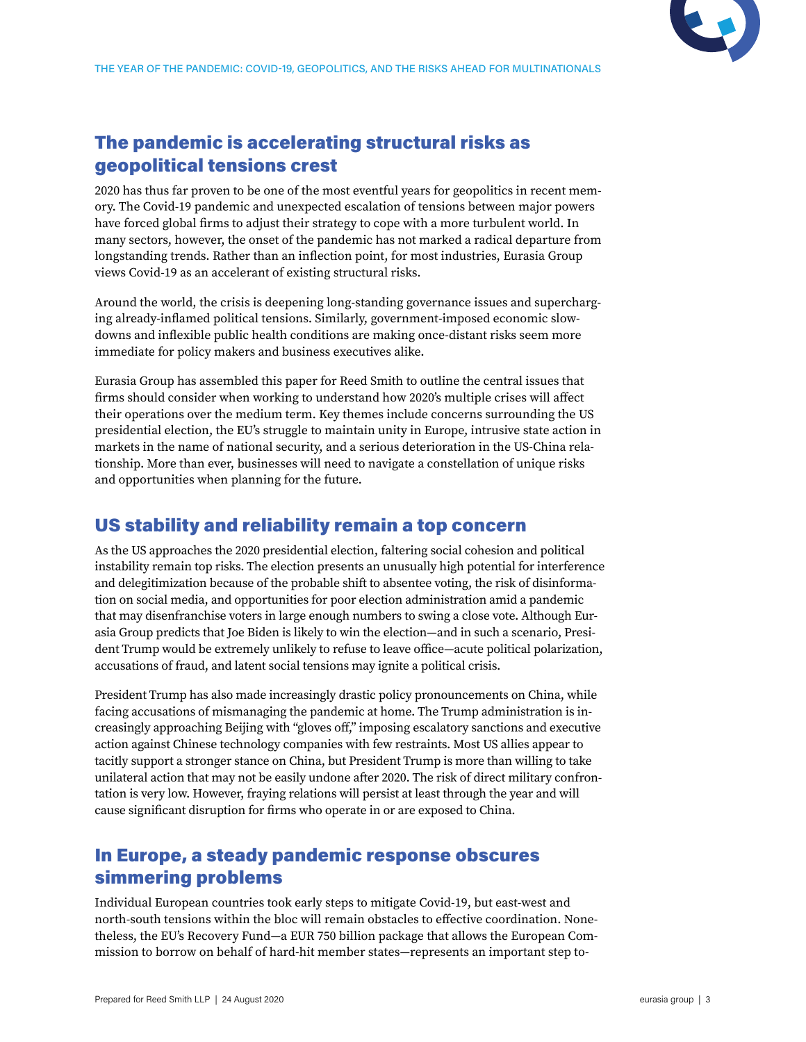## The pandemic is accelerating structural risks as geopolitical tensions crest

2020 has thus far proven to be one of the most eventful years for geopolitics in recent memory. The Covid-19 pandemic and unexpected escalation of tensions between major powers have forced global firms to adjust their strategy to cope with a more turbulent world. In many sectors, however, the onset of the pandemic has not marked a radical departure from longstanding trends. Rather than an inflection point, for most industries, Eurasia Group views Covid-19 as an accelerant of existing structural risks.

Around the world, the crisis is deepening long-standing governance issues and supercharging already-inflamed political tensions. Similarly, government-imposed economic slowdowns and inflexible public health conditions are making once-distant risks seem more immediate for policy makers and business executives alike.

Eurasia Group has assembled this paper for Reed Smith to outline the central issues that firms should consider when working to understand how 2020's multiple crises will affect their operations over the medium term. Key themes include concerns surrounding the US presidential election, the EU's struggle to maintain unity in Europe, intrusive state action in markets in the name of national security, and a serious deterioration in the US-China relationship. More than ever, businesses will need to navigate a constellation of unique risks and opportunities when planning for the future.

## US stability and reliability remain a top concern

As the US approaches the 2020 presidential election, faltering social cohesion and political instability remain top risks. The election presents an unusually high potential for interference and delegitimization because of the probable shift to absentee voting, the risk of disinformation on social media, and opportunities for poor election administration amid a pandemic that may disenfranchise voters in large enough numbers to swing a close vote. Although Eurasia Group predicts that Joe Biden is likely to win the election—and in such a scenario, President Trump would be extremely unlikely to refuse to leave office—acute political polarization, accusations of fraud, and latent social tensions may ignite a political crisis.

President Trump has also made increasingly drastic policy pronouncements on China, while facing accusations of mismanaging the pandemic at home. The Trump administration is increasingly approaching Beijing with "gloves off," imposing escalatory sanctions and executive action against Chinese technology companies with few restraints. Most US allies appear to tacitly support a stronger stance on China, but President Trump is more than willing to take unilateral action that may not be easily undone after 2020. The risk of direct military confrontation is very low. However, fraying relations will persist at least through the year and will cause significant disruption for firms who operate in or are exposed to China.

## In Europe, a steady pandemic response obscures simmering problems

Individual European countries took early steps to mitigate Covid-19, but east-west and north-south tensions within the bloc will remain obstacles to effective coordination. Nonetheless, the EU's Recovery Fund—a EUR 750 billion package that allows the European Commission to borrow on behalf of hard-hit member states—represents an important step to-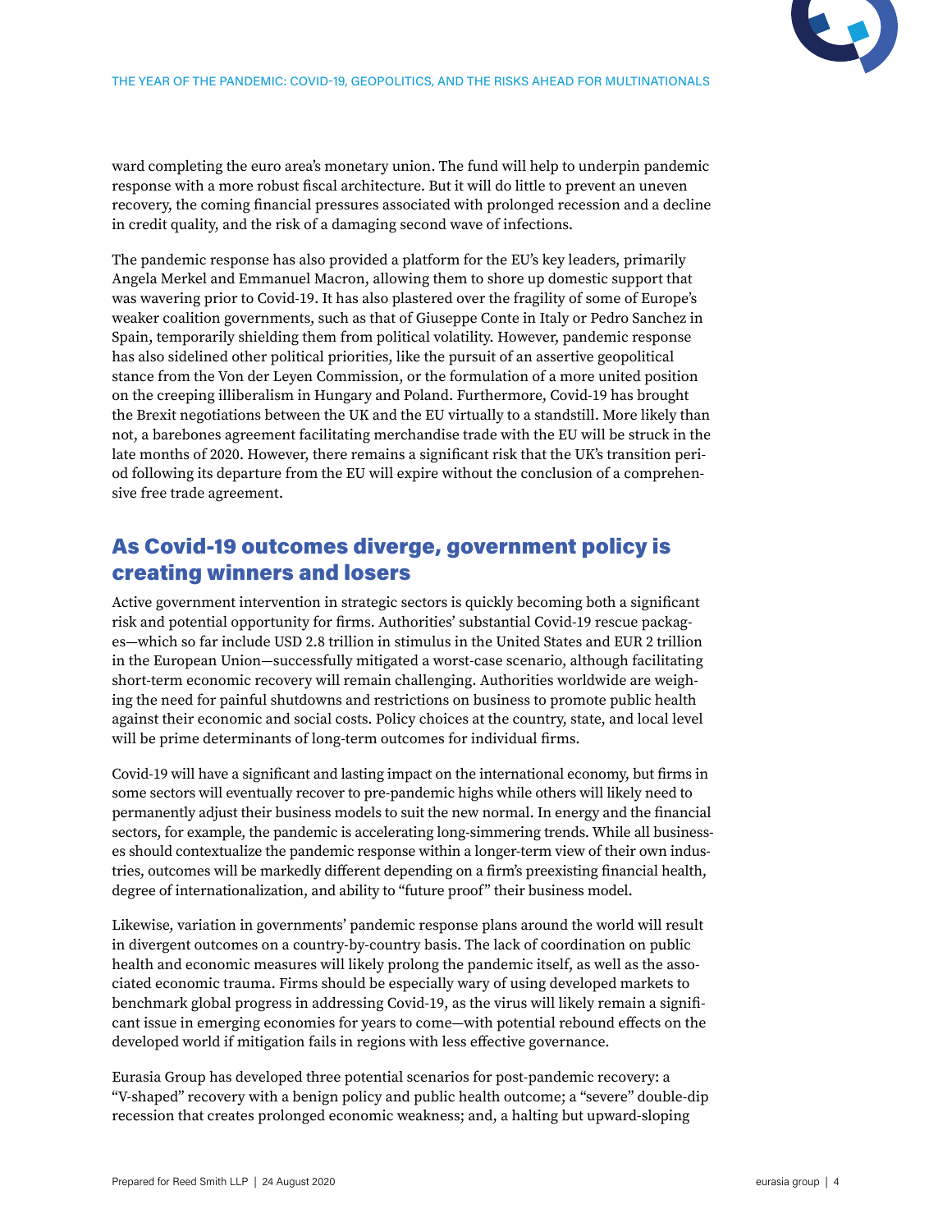ward completing the euro area's monetary union. The fund will help to underpin pandemic response with a more robust fiscal architecture. But it will do little to prevent an uneven recovery, the coming financial pressures associated with prolonged recession and a decline in credit quality, and the risk of a damaging second wave of infections.

The pandemic response has also provided a platform for the EU's key leaders, primarily Angela Merkel and Emmanuel Macron, allowing them to shore up domestic support that was wavering prior to Covid-19. It has also plastered over the fragility of some of Europe's weaker coalition governments, such as that of Giuseppe Conte in Italy or Pedro Sanchez in Spain, temporarily shielding them from political volatility. However, pandemic response has also sidelined other political priorities, like the pursuit of an assertive geopolitical stance from the Von der Leyen Commission, or the formulation of a more united position on the creeping illiberalism in Hungary and Poland. Furthermore, Covid-19 has brought the Brexit negotiations between the UK and the EU virtually to a standstill. More likely than not, a barebones agreement facilitating merchandise trade with the EU will be struck in the late months of 2020. However, there remains a significant risk that the UK's transition period following its departure from the EU will expire without the conclusion of a comprehensive free trade agreement.

## As Covid-19 outcomes diverge, government policy is creating winners and losers

Active government intervention in strategic sectors is quickly becoming both a significant risk and potential opportunity for firms. Authorities' substantial Covid-19 rescue packages—which so far include USD 2.8 trillion in stimulus in the United States and EUR 2 trillion in the European Union—successfully mitigated a worst-case scenario, although facilitating short-term economic recovery will remain challenging. Authorities worldwide are weighing the need for painful shutdowns and restrictions on business to promote public health against their economic and social costs. Policy choices at the country, state, and local level will be prime determinants of long-term outcomes for individual firms.

Covid-19 will have a significant and lasting impact on the international economy, but firms in some sectors will eventually recover to pre-pandemic highs while others will likely need to permanently adjust their business models to suit the new normal. In energy and the financial sectors, for example, the pandemic is accelerating long-simmering trends. While all businesses should contextualize the pandemic response within a longer-term view of their own industries, outcomes will be markedly different depending on a firm's preexisting financial health, degree of internationalization, and ability to "future proof" their business model.

Likewise, variation in governments' pandemic response plans around the world will result in divergent outcomes on a country-by-country basis. The lack of coordination on public health and economic measures will likely prolong the pandemic itself, as well as the associated economic trauma. Firms should be especially wary of using developed markets to benchmark global progress in addressing Covid-19, as the virus will likely remain a significant issue in emerging economies for years to come—with potential rebound effects on the developed world if mitigation fails in regions with less effective governance.

Eurasia Group has developed three potential scenarios for post-pandemic recovery: a "V-shaped" recovery with a benign policy and public health outcome; a "severe" double-dip recession that creates prolonged economic weakness; and, a halting but upward-sloping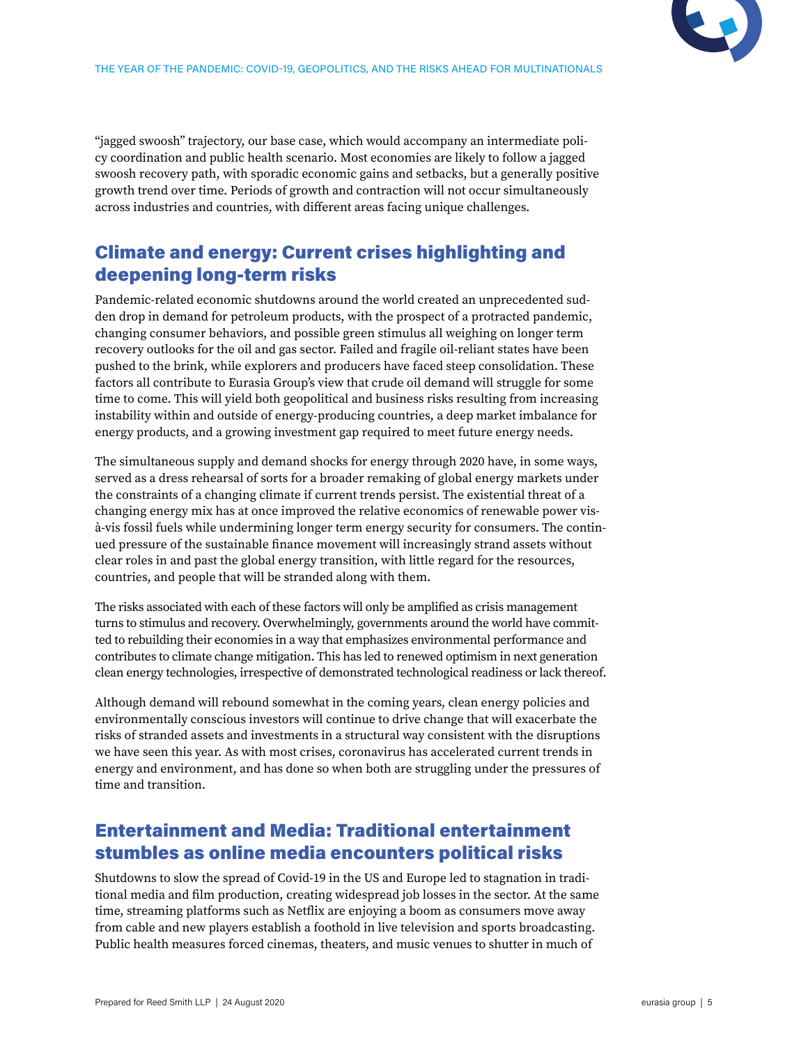"jagged swoosh" trajectory, our base case, which would accompany an intermediate policy coordination and public health scenario. Most economies are likely to follow a jagged swoosh recovery path, with sporadic economic gains and setbacks, but a generally positive growth trend over time. Periods of growth and contraction will not occur simultaneously across industries and countries, with different areas facing unique challenges.

## Climate and energy: Current crises highlighting and deepening long-term risks

Pandemic-related economic shutdowns around the world created an unprecedented sudden drop in demand for petroleum products, with the prospect of a protracted pandemic, changing consumer behaviors, and possible green stimulus all weighing on longer term recovery outlooks for the oil and gas sector. Failed and fragile oil-reliant states have been pushed to the brink, while explorers and producers have faced steep consolidation. These factors all contribute to Eurasia Group's view that crude oil demand will struggle for some time to come. This will yield both geopolitical and business risks resulting from increasing instability within and outside of energy-producing countries, a deep market imbalance for energy products, and a growing investment gap required to meet future energy needs.

The simultaneous supply and demand shocks for energy through 2020 have, in some ways, served as a dress rehearsal of sorts for a broader remaking of global energy markets under the constraints of a changing climate if current trends persist. The existential threat of a changing energy mix has at once improved the relative economics of renewable power vis-à-vis fossil fuels while undermining longer term energy security for consumers. The continued pressure of the sustainable finance movement will increasingly strand assets without clear roles in and past the global energy transition, with little regard for the resources, countries, and people that will be stranded along with them.

The risks associated with each of these factors will only be amplified as crisis management turns to stimulus and recovery. Overwhelmingly, governments around the world have committed to rebuilding their economies in a way that emphasizes environmental performance and contributes to climate change mitigation. This has led to renewed optimism in next generation clean energy technologies, irrespective of demonstrated technological readiness or lack thereof.

Although demand will rebound somewhat in the coming years, clean energy policies and environmentally conscious investors will continue to drive change that will exacerbate the risks of stranded assets and investments in a structural way consistent with the disruptions we have seen this year. As with most crises, coronavirus has accelerated current trends in energy and environment, and has done so when both are struggling under the pressures of time and transition.

## Entertainment and Media: Traditional entertainment stumbles as online media encounters political risks

Shutdowns to slow the spread of Covid-19 in the US and Europe led to stagnation in traditional media and film production, creating widespread job losses in the sector. At the same time, streaming platforms such as Netflix are enjoying a boom as consumers move away from cable and new players establish a foothold in live television and sports broadcasting. Public health measures forced cinemas, theaters, and music venues to shutter in much of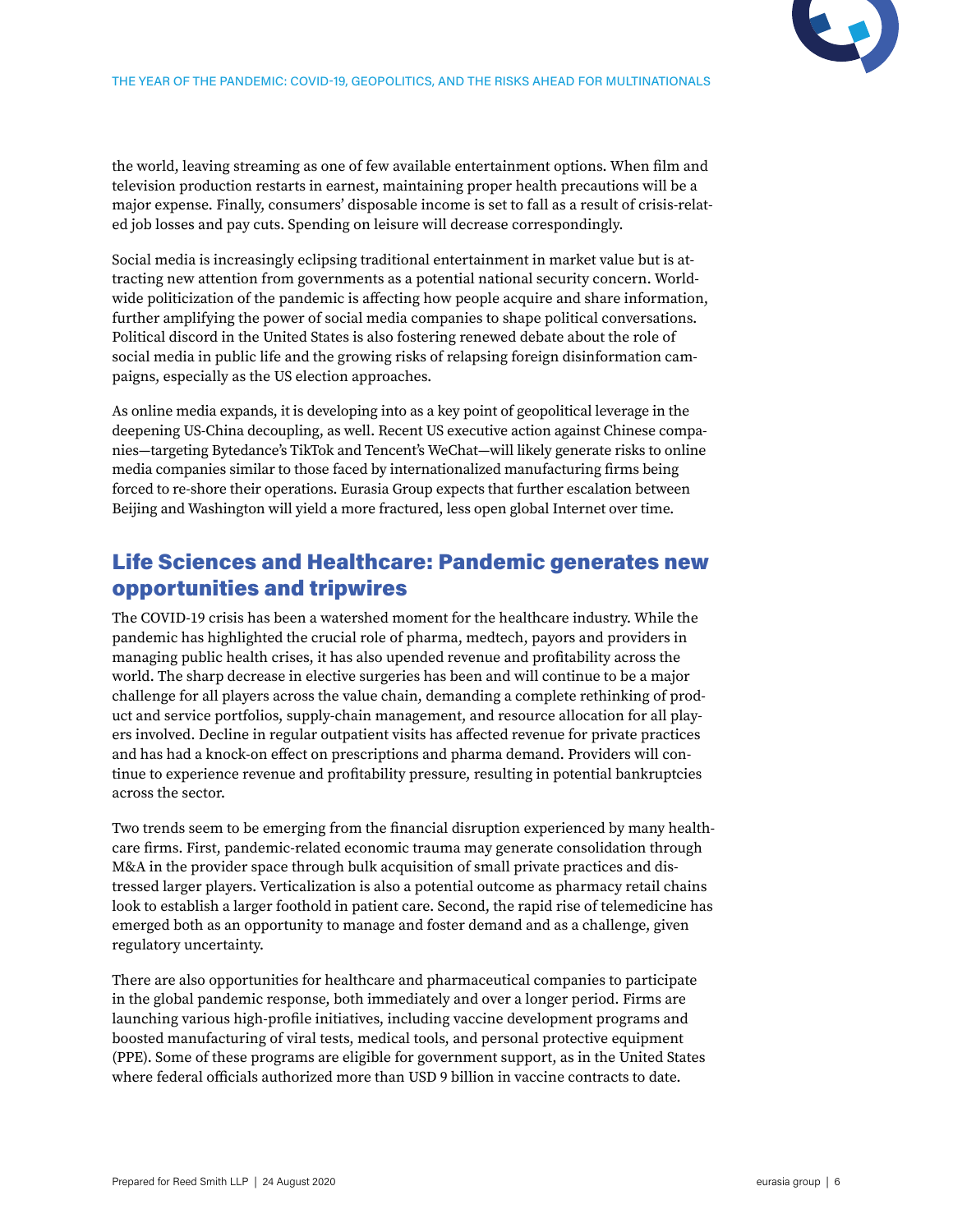the world, leaving streaming as one of few available entertainment options. When film and television production restarts in earnest, maintaining proper health precautions will be a major expense. Finally, consumers' disposable income is set to fall as a result of crisis-related job losses and pay cuts. Spending on leisure will decrease correspondingly.

Social media is increasingly eclipsing traditional entertainment in market value but is attracting new attention from governments as a potential national security concern. Worldwide politicization of the pandemic is affecting how people acquire and share information, further amplifying the power of social media companies to shape political conversations. Political discord in the United States is also fostering renewed debate about the role of social media in public life and the growing risks of relapsing foreign disinformation campaigns, especially as the US election approaches.

As online media expands, it is developing into as a key point of geopolitical leverage in the deepening US-China decoupling, as well. Recent US executive action against Chinese companies—targeting Bytedance's TikTok and Tencent's WeChat—will likely generate risks to online media companies similar to those faced by internationalized manufacturing firms being forced to re-shore their operations. Eurasia Group expects that further escalation between Beijing and Washington will yield a more fractured, less open global Internet over time.

## Life Sciences and Healthcare: Pandemic generates new opportunities and tripwires

The COVID-19 crisis has been a watershed moment for the healthcare industry. While the pandemic has highlighted the crucial role of pharma, medtech, payors and providers in managing public health crises, it has also upended revenue and profitability across the world. The sharp decrease in elective surgeries has been and will continue to be a major challenge for all players across the value chain, demanding a complete rethinking of product and service portfolios, supply-chain management, and resource allocation for all players involved. Decline in regular outpatient visits has affected revenue for private practices and has had a knock-on effect on prescriptions and pharma demand. Providers will continue to experience revenue and profitability pressure, resulting in potential bankruptcies across the sector.

Two trends seem to be emerging from the financial disruption experienced by many healthcare firms. First, pandemic-related economic trauma may generate consolidation through M&A in the provider space through bulk acquisition of small private practices and distressed larger players. Verticalization is also a potential outcome as pharmacy retail chains look to establish a larger foothold in patient care. Second, the rapid rise of telemedicine has emerged both as an opportunity to manage and foster demand and as a challenge, given regulatory uncertainty.

There are also opportunities for healthcare and pharmaceutical companies to participate in the global pandemic response, both immediately and over a longer period. Firms are launching various high-profile initiatives, including vaccine development programs and boosted manufacturing of viral tests, medical tools, and personal protective equipment (PPE). Some of these programs are eligible for government support, as in the United States where federal officials authorized more than USD 9 billion in vaccine contracts to date.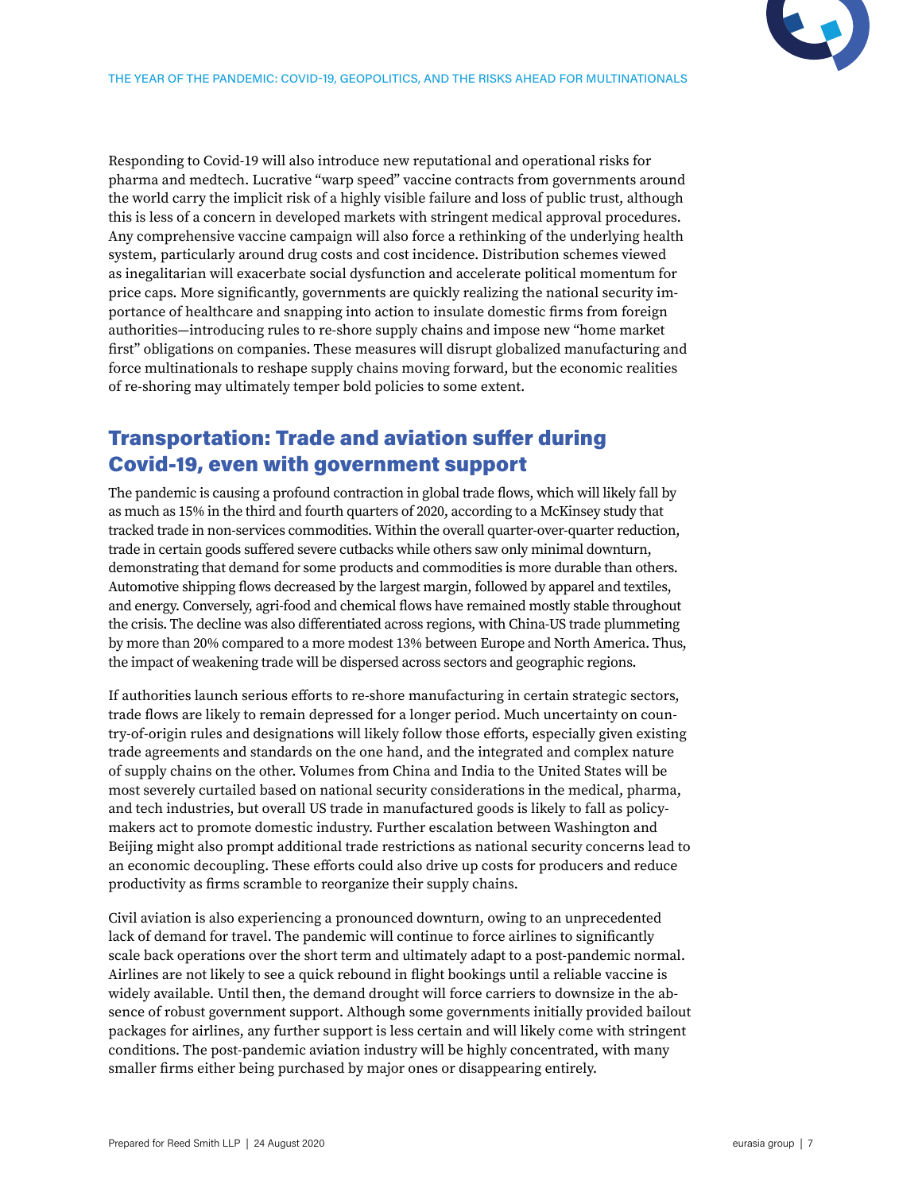Responding to Covid-19 will also introduce new reputational and operational risks for pharma and medtech. Lucrative "warp speed" vaccine contracts from governments around the world carry the implicit risk of a highly visible failure and loss of public trust, although this is less of a concern in developed markets with stringent medical approval procedures. Any comprehensive vaccine campaign will also force a rethinking of the underlying health system, particularly around drug costs and cost incidence. Distribution schemes viewed as inegalitarian will exacerbate social dysfunction and accelerate political momentum for price caps. More significantly, governments are quickly realizing the national security importance of healthcare and snapping into action to insulate domestic firms from foreign authorities—introducing rules to re-shore supply chains and impose new "home market first" obligations on companies. These measures will disrupt globalized manufacturing and force multinationals to reshape supply chains moving forward, but the economic realities of re-shoring may ultimately temper bold policies to some extent.

## Transportation: Trade and aviation suffer during Covid-19, even with government support

The pandemic is causing a profound contraction in global trade flows, which will likely fall by as much as 15% in the third and fourth quarters of 2020, according to a McKinsey study that tracked trade in non-services commodities. Within the overall quarter-over-quarter reduction, trade in certain goods suffered severe cutbacks while others saw only minimal downturn, demonstrating that demand for some products and commodities is more durable than others. Automotive shipping flows decreased by the largest margin, followed by apparel and textiles, and energy. Conversely, agri-food and chemical flows have remained mostly stable throughout the crisis. The decline was also differentiated across regions, with China-US trade plummeting by more than 20% compared to a more modest 13% between Europe and North America. Thus, the impact of weakening trade will be dispersed across sectors and geographic regions.

If authorities launch serious efforts to re-shore manufacturing in certain strategic sectors, trade flows are likely to remain depressed for a longer period. Much uncertainty on country-of-origin rules and designations will likely follow those efforts, especially given existing trade agreements and standards on the one hand, and the integrated and complex nature of supply chains on the other. Volumes from China and India to the United States will be most severely curtailed based on national security considerations in the medical, pharma, and tech industries, but overall US trade in manufactured goods is likely to fall as policymakers act to promote domestic industry. Further escalation between Washington and Beijing might also prompt additional trade restrictions as national security concerns lead to an economic decoupling. These efforts could also drive up costs for producers and reduce productivity as firms scramble to reorganize their supply chains.

Civil aviation is also experiencing a pronounced downturn, owing to an unprecedented lack of demand for travel. The pandemic will continue to force airlines to significantly scale back operations over the short term and ultimately adapt to a post-pandemic normal. Airlines are not likely to see a quick rebound in flight bookings until a reliable vaccine is widely available. Until then, the demand drought will force carriers to downsize in the absence of robust government support. Although some governments initially provided bailout packages for airlines, any further support is less certain and will likely come with stringent conditions. The post-pandemic aviation industry will be highly concentrated, with many smaller firms either being purchased by major ones or disappearing entirely.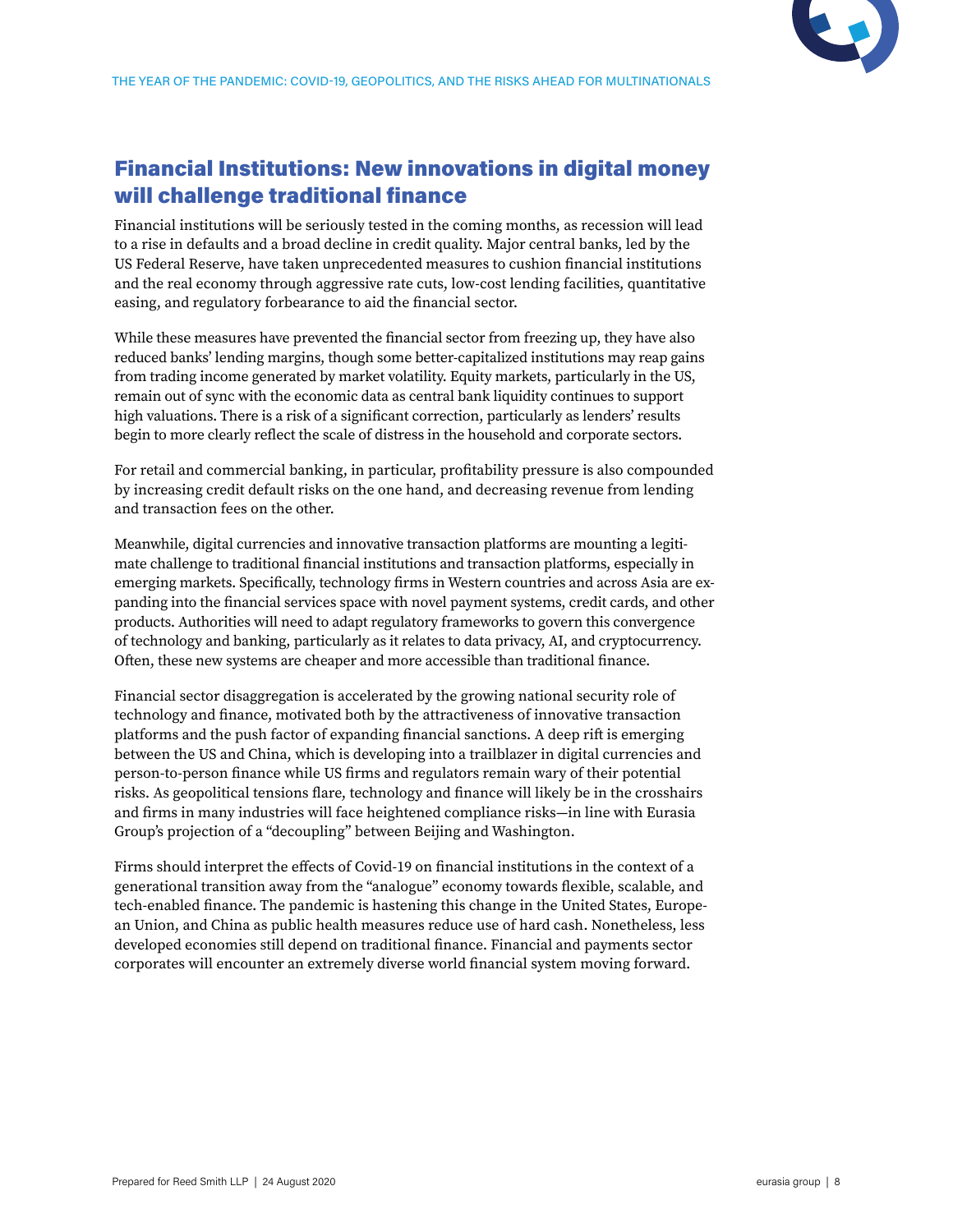## Financial Institutions: New innovations in digital money will challenge traditional finance

Financial institutions will be seriously tested in the coming months, as recession will lead to a rise in defaults and a broad decline in credit quality. Major central banks, led by the US Federal Reserve, have taken unprecedented measures to cushion financial institutions and the real economy through aggressive rate cuts, low-cost lending facilities, quantitative easing, and regulatory forbearance to aid the financial sector.

While these measures have prevented the financial sector from freezing up, they have also reduced banks' lending margins, though some better-capitalized institutions may reap gains from trading income generated by market volatility. Equity markets, particularly in the US, remain out of sync with the economic data as central bank liquidity continues to support high valuations. There is a risk of a significant correction, particularly as lenders' results begin to more clearly reflect the scale of distress in the household and corporate sectors.

For retail and commercial banking, in particular, profitability pressure is also compounded by increasing credit default risks on the one hand, and decreasing revenue from lending and transaction fees on the other.

Meanwhile, digital currencies and innovative transaction platforms are mounting a legitimate challenge to traditional financial institutions and transaction platforms, especially in emerging markets. Specifically, technology firms in Western countries and across Asia are expanding into the financial services space with novel payment systems, credit cards, and other products. Authorities will need to adapt regulatory frameworks to govern this convergence of technology and banking, particularly as it relates to data privacy, AI, and cryptocurrency. Often, these new systems are cheaper and more accessible than traditional finance.

Financial sector disaggregation is accelerated by the growing national security role of technology and finance, motivated both by the attractiveness of innovative transaction platforms and the push factor of expanding financial sanctions. A deep rift is emerging between the US and China, which is developing into a trailblazer in digital currencies and person-to-person finance while US firms and regulators remain wary of their potential risks. As geopolitical tensions flare, technology and finance will likely be in the crosshairs and firms in many industries will face heightened compliance risks—in line with Eurasia Group's projection of a "decoupling" between Beijing and Washington.

Firms should interpret the effects of Covid-19 on financial institutions in the context of a generational transition away from the "analogue" economy towards flexible, scalable, and tech-enabled finance. The pandemic is hastening this change in the United States, European Union, and China as public health measures reduce use of hard cash. Nonetheless, less developed economies still depend on traditional finance. Financial and payments sector corporates will encounter an extremely diverse world financial system moving forward.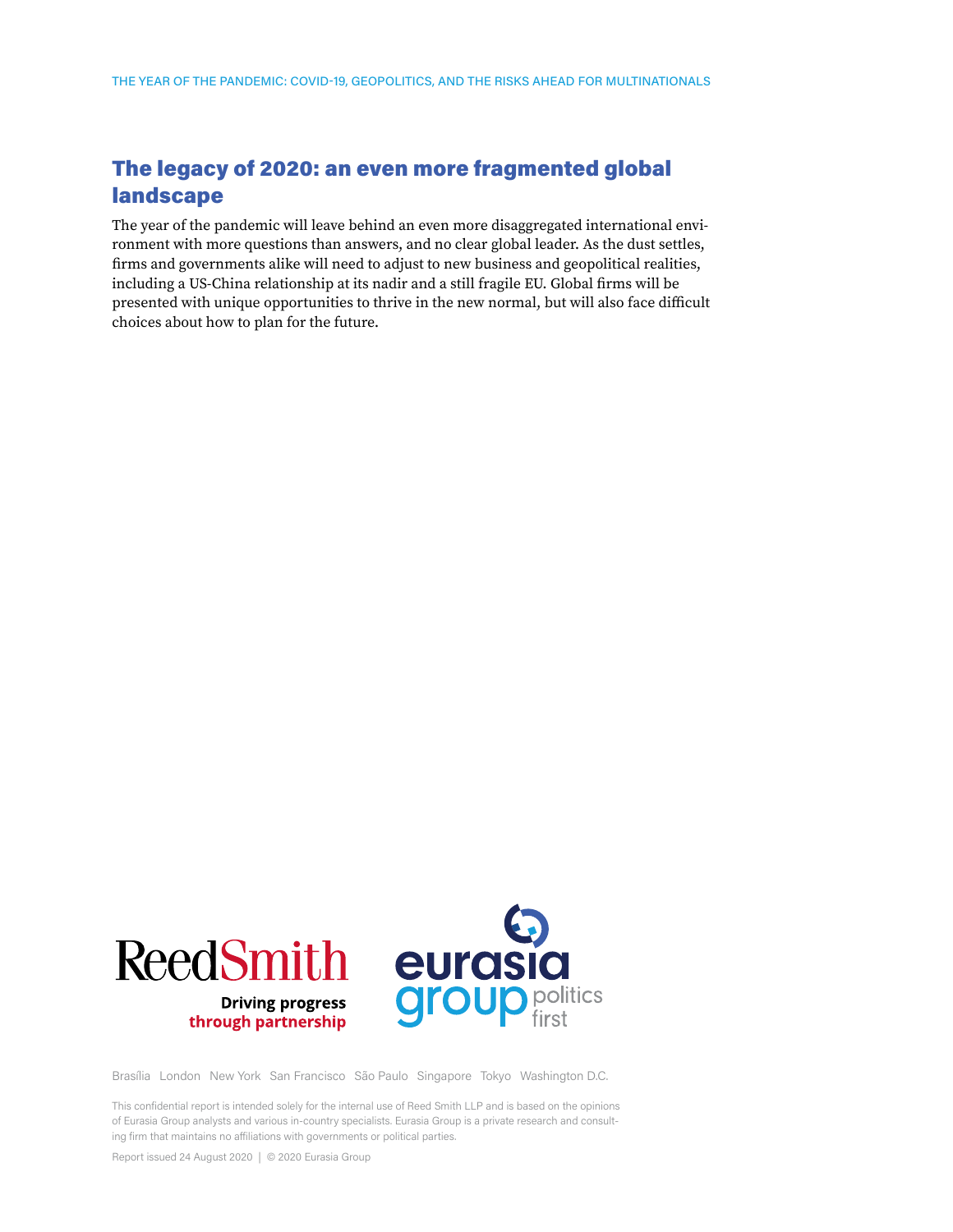## The legacy of 2020: an even more fragmented global landscape

The year of the pandemic will leave behind an even more disaggregated international environment with more questions than answers, and no clear global leader. As the dust settles, firms and governments alike will need to adjust to new business and geopolitical realities, including a US-China relationship at its nadir and a still fragile EU. Global firms will be presented with unique opportunities to thrive in the new normal, but will also face difficult choices about how to plan for the future.

ReedSmith

Driving progress through partnership

eurasia group politics first

Brasília London New York San Francisco São Paulo Singapore Tokyo Washington D.C.

This confidential report is intended solely for the internal use of Reed Smith LLP and is based on the opinions of Eurasia Group analysts and various in-country specialists. Eurasia Group is a private research and consulting firm that maintains no affiliations with governments or political parties.

Report issued 24 August 2020 | © 2020 Eurasia Group